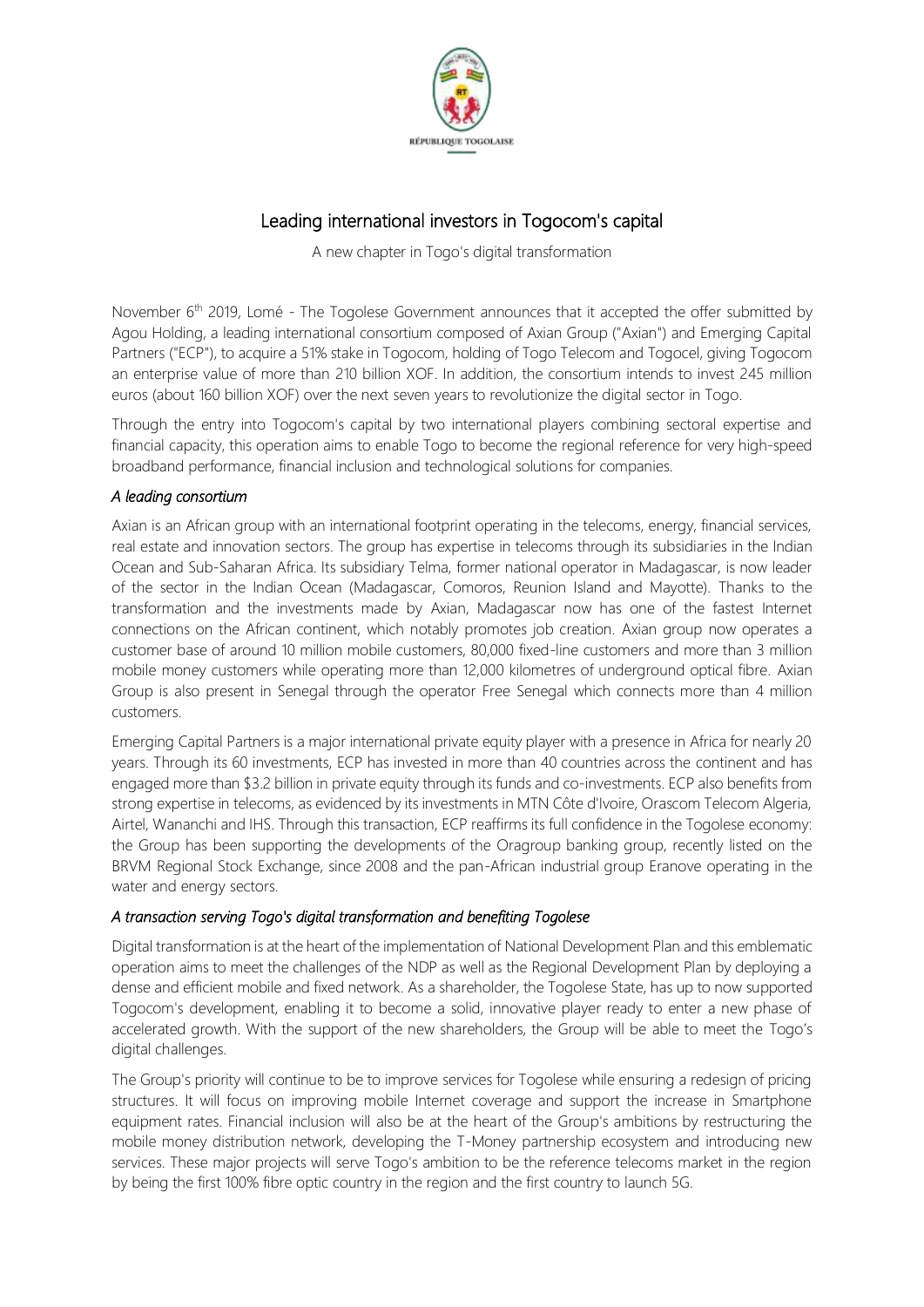RÉPUBLIQUE TOGOLAISE

# Leading international investors in Togocom's capital

A new chapter in Togo's digital transformation

November 6th 2019, Lomé - The Togolese Government announces that it accepted the offer submitted by Agou Holding, a leading international consortium composed of Axian Group ("Axian") and Emerging Capital Partners ("ECP"), to acquire a 51% stake in Togocom, holding of Togo Telecom and Togocel, giving Togocom an enterprise value of more than 210 billion XOF. In addition, the consortium intends to invest 245 million euros (about 160 billion XOF) over the next seven years to revolutionize the digital sector in Togo.

Through the entry into Togocom's capital by two international players combining sectoral expertise and financial capacity, this operation aims to enable Togo to become the regional reference for very high-speed broadband performance, financial inclusion and technological solutions for companies.

### *A leading consortium*

Axian is an African group with an international footprint operating in the telecoms, energy, financial services, real estate and innovation sectors. The group has expertise in telecoms through its subsidiaries in the Indian Ocean and Sub-Saharan Africa. Its subsidiary Telma, former national operator in Madagascar, is now leader of the sector in the Indian Ocean (Madagascar, Comoros, Reunion Island and Mayotte). Thanks to the transformation and the investments made by Axian, Madagascar now has one of the fastest Internet connections on the African continent, which notably promotes job creation. Axian group now operates a customer base of around 10 million mobile customers, 80,000 fixed-line customers and more than 3 million mobile money customers while operating more than 12,000 kilometres of underground optical fibre. Axian Group is also present in Senegal through the operator Free Senegal which connects more than 4 million customers.

Emerging Capital Partners is a major international private equity player with a presence in Africa for nearly 20 years. Through its 60 investments, ECP has invested in more than 40 countries across the continent and has engaged more than $3.2 billion in private equity through its funds and co-investments. ECP also benefits from strong expertise in telecoms, as evidenced by its investments in MTN Côte d'Ivoire, Orascom Telecom Algeria, Airtel, Wananchi and IHS. Through this transaction, ECP reaffirms its full confidence in the Togolese economy: the Group has been supporting the developments of the Oragroup banking group, recently listed on the BRVM Regional Stock Exchange, since 2008 and the pan-African industrial group Eranove operating in the water and energy sectors.

### *A transaction serving Togo's digital transformation and benefiting Togolese*

Digital transformation is at the heart of the implementation of National Development Plan and this emblematic operation aims to meet the challenges of the NDP as well as the Regional Development Plan by deploying a dense and efficient mobile and fixed network. As a shareholder, the Togolese State, has up to now supported Togocom's development, enabling it to become a solid, innovative player ready to enter a new phase of accelerated growth. With the support of the new shareholders, the Group will be able to meet the Togo's digital challenges.

The Group's priority will continue to be to improve services for Togolese while ensuring a redesign of pricing structures. It will focus on improving mobile Internet coverage and support the increase in Smartphone equipment rates. Financial inclusion will also be at the heart of the Group's ambitions by restructuring the mobile money distribution network, developing the T-Money partnership ecosystem and introducing new services. These major projects will serve Togo's ambition to be the reference telecoms market in the region by being the first 100% fibre optic country in the region and the first country to launch 5G.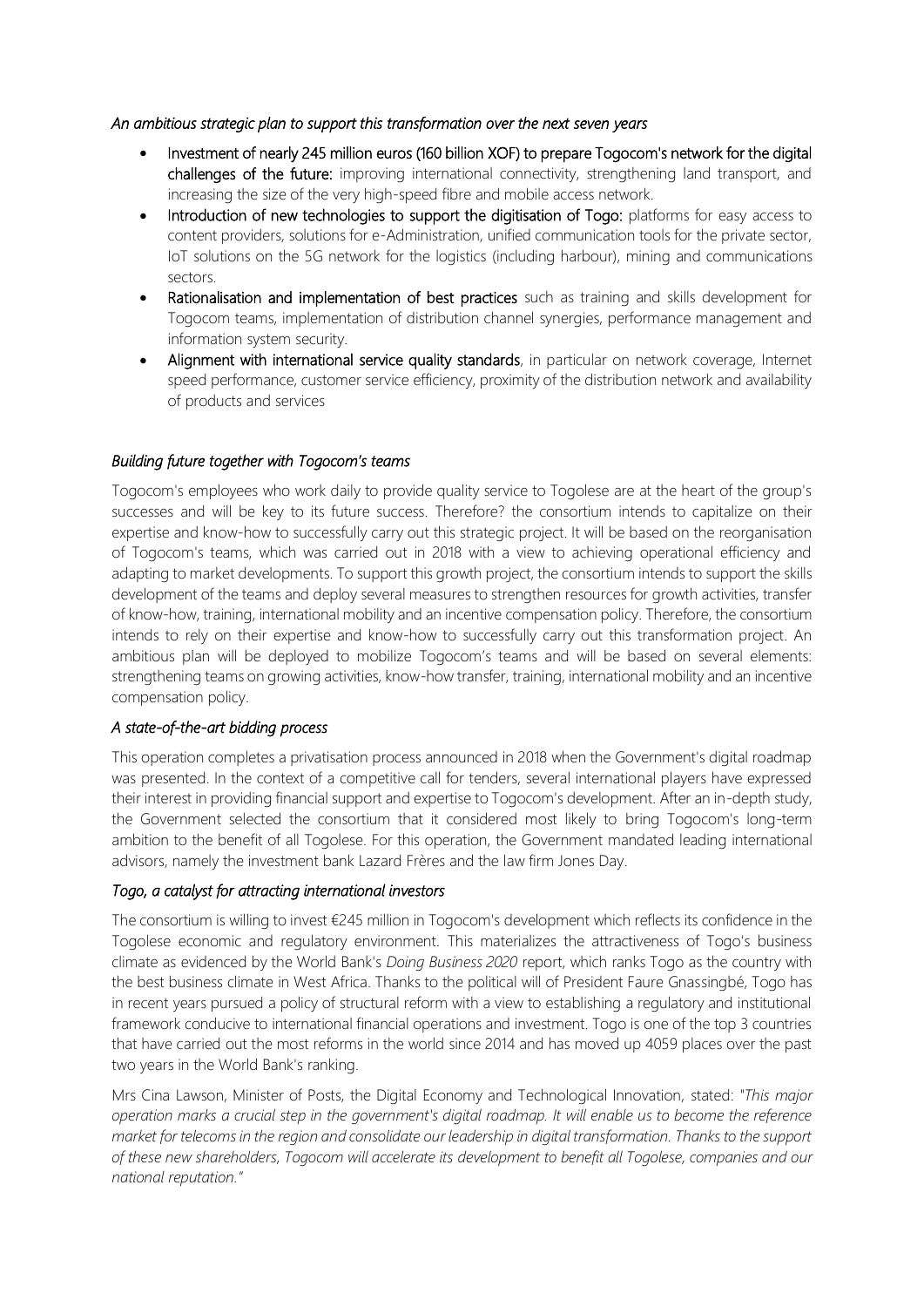*An ambitious strategic plan to support this transformation over the next seven years*

- **Investment of nearly 245 million euros (160 billion XOF) to prepare Togocom's network for the digital challenges of the future:** improving international connectivity, strengthening land transport, and increasing the size of the very high-speed fibre and mobile access network.
- **Introduction of new technologies to support the digitisation of Togo:** platforms for easy access to content providers, solutions for e-Administration, unified communication tools for the private sector, IoT solutions on the 5G network for the logistics (including harbour), mining and communications sectors.
- **Rationalisation and implementation of best practices** such as training and skills development for Togocom teams, implementation of distribution channel synergies, performance management and information system security.
- **Alignment with international service quality standards**, in particular on network coverage, Internet speed performance, customer service efficiency, proximity of the distribution network and availability of products and services

*Building future together with Togocom's teams*

Togocom's employees who work daily to provide quality service to Togolese are at the heart of the group's successes and will be key to its future success. Therefore? the consortium intends to capitalize on their expertise and know-how to successfully carry out this strategic project. It will be based on the reorganisation of Togocom's teams, which was carried out in 2018 with a view to achieving operational efficiency and adapting to market developments. To support this growth project, the consortium intends to support the skills development of the teams and deploy several measures to strengthen resources for growth activities, transfer of know-how, training, international mobility and an incentive compensation policy. Therefore, the consortium intends to rely on their expertise and know-how to successfully carry out this transformation project. An ambitious plan will be deployed to mobilize Togocom's teams and will be based on several elements: strengthening teams on growing activities, know-how transfer, training, international mobility and an incentive compensation policy.

*A state-of-the-art bidding process*

This operation completes a privatisation process announced in 2018 when the Government's digital roadmap was presented. In the context of a competitive call for tenders, several international players have expressed their interest in providing financial support and expertise to Togocom's development. After an in-depth study, the Government selected the consortium that it considered most likely to bring Togocom's long-term ambition to the benefit of all Togolese. For this operation, the Government mandated leading international advisors, namely the investment bank Lazard Frères and the law firm Jones Day.

*Togo, a catalyst for attracting international investors*

The consortium is willing to invest €245 million in Togocom's development which reflects its confidence in the Togolese economic and regulatory environment. This materializes the attractiveness of Togo's business climate as evidenced by the World Bank's *Doing Business 2020* report, which ranks Togo as the country with the best business climate in West Africa. Thanks to the political will of President Faure Gnassingbé, Togo has in recent years pursued a policy of structural reform with a view to establishing a regulatory and institutional framework conducive to international financial operations and investment. Togo is one of the top 3 countries that have carried out the most reforms in the world since 2014 and has moved up 4059 places over the past two years in the World Bank's ranking.

Mrs Cina Lawson, Minister of Posts, the Digital Economy and Technological Innovation, stated: "*This major operation marks a crucial step in the government's digital roadmap. It will enable us to become the reference market for telecoms in the region and consolidate our leadership in digital transformation. Thanks to the support of these new shareholders, Togocom will accelerate its development to benefit all Togolese, companies and our national reputation.*"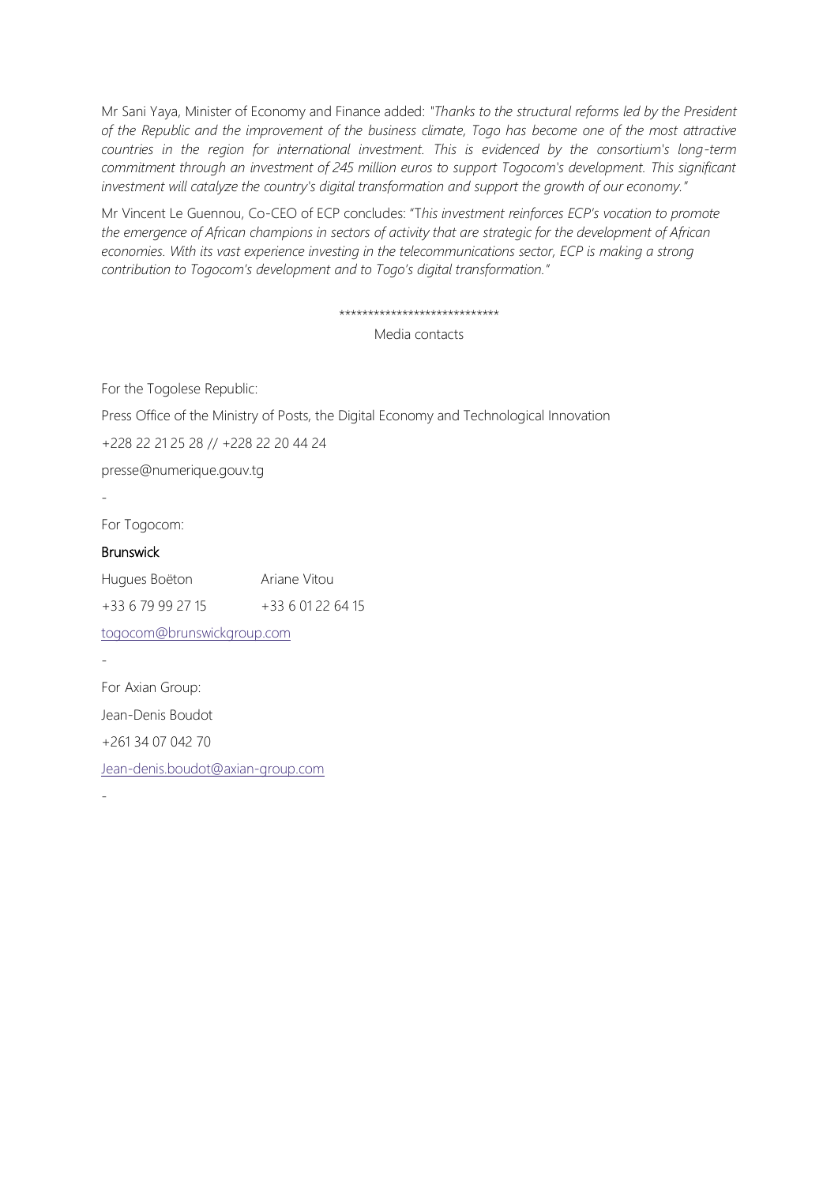Mr Sani Yaya, Minister of Economy and Finance added: "*Thanks to the structural reforms led by the President of the Republic and the improvement of the business climate, Togo has become one of the most attractive countries in the region for international investment. This is evidenced by the consortium's long-term commitment through an investment of 245 million euros to support Togocom's development. This significant investment will catalyze the country's digital transformation and support the growth of our economy.*"

Mr Vincent Le Guennou, Co-CEO of ECP concludes: "T*his investment reinforces ECP's vocation to promote the emergence of African champions in sectors of activity that are strategic for the development of African economies. With its vast experience investing in the telecommunications sector, ECP is making a strong contribution to Togocom's development and to Togo's digital transformation.*"

***************************

Media contacts

For the Togolese Republic:

Press Office of the Ministry of Posts, the Digital Economy and Technological Innovation

+228 22 21 25 28 // +228 22 20 44 24

presse@numerique.gouv.tg

-

For Togocom:

**Brunswick**

| Hugues Boëton | Ariane Vitou |
| --- | --- |
| +33 6 79 99 27 15 | +33 6 01 22 64 15 |

togocom@brunswickgroup.com

-

For Axian Group:

Jean-Denis Boudot

+261 34 07 042 70

Jean-denis.boudot@axian-group.com

-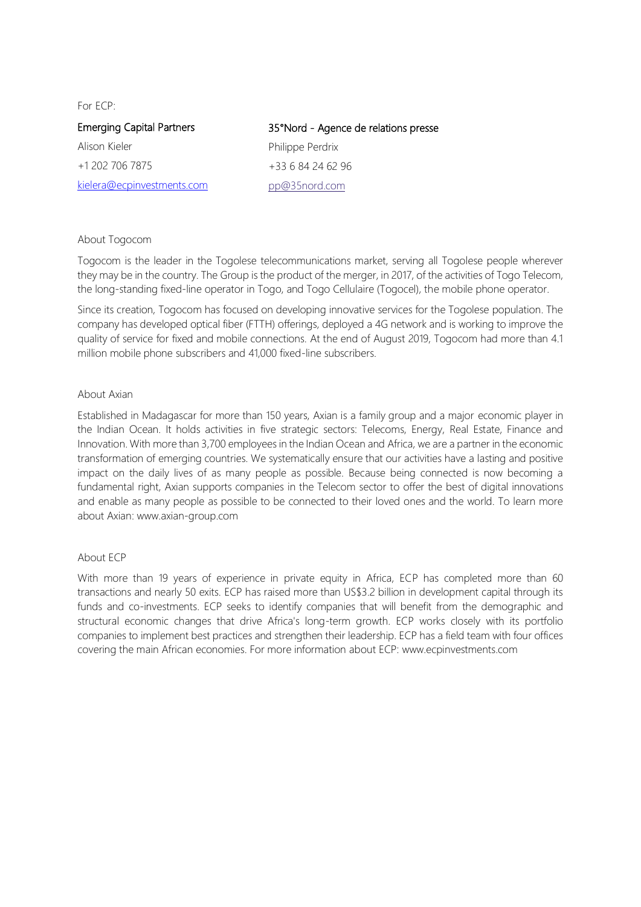For ECP:

| | |
|---|---|
| Emerging Capital Partners | 35°Nord - Agence de relations presse |
| Alison Kieler | Philippe Perdrix |
| +1 202 706 7875 | +33 6 84 24 62 96 |
| kielera@ecpinvestments.com | pp@35nord.com |

About Togocom

Togocom is the leader in the Togolese telecommunications market, serving all Togolese people wherever they may be in the country. The Group is the product of the merger, in 2017, of the activities of Togo Telecom, the long-standing fixed-line operator in Togo, and Togo Cellulaire (Togocel), the mobile phone operator.

Since its creation, Togocom has focused on developing innovative services for the Togolese population. The company has developed optical fiber (FTTH) offerings, deployed a 4G network and is working to improve the quality of service for fixed and mobile connections. At the end of August 2019, Togocom had more than 4.1 million mobile phone subscribers and 41,000 fixed-line subscribers.

About Axian

Established in Madagascar for more than 150 years, Axian is a family group and a major economic player in the Indian Ocean. It holds activities in five strategic sectors: Telecoms, Energy, Real Estate, Finance and Innovation. With more than 3,700 employees in the Indian Ocean and Africa, we are a partner in the economic transformation of emerging countries. We systematically ensure that our activities have a lasting and positive impact on the daily lives of as many people as possible. Because being connected is now becoming a fundamental right, Axian supports companies in the Telecom sector to offer the best of digital innovations and enable as many people as possible to be connected to their loved ones and the world. To learn more about Axian: www.axian-group.com

About ECP

With more than 19 years of experience in private equity in Africa, ECP has completed more than 60 transactions and nearly 50 exits. ECP has raised more than US$3.2 billion in development capital through its funds and co-investments. ECP seeks to identify companies that will benefit from the demographic and structural economic changes that drive Africa's long-term growth. ECP works closely with its portfolio companies to implement best practices and strengthen their leadership. ECP has a field team with four offices covering the main African economies. For more information about ECP: www.ecpinvestments.com